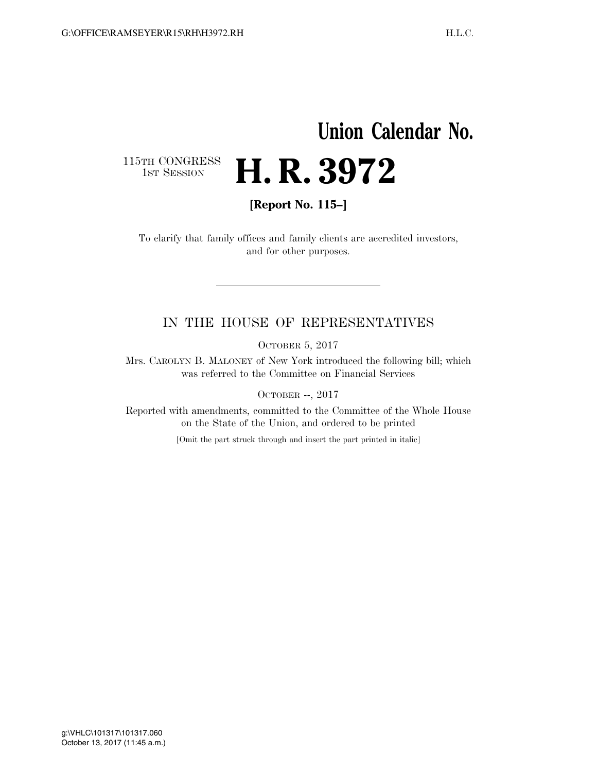# Union Calendar No.

115TH CONGRESS
1ST SESSION

# H. R. 3972

**[Report No. 115–]**

To clarify that family offices and family clients are accredited investors, and for other purposes.

---

IN THE HOUSE OF REPRESENTATIVES

OCTOBER 5, 2017

Mrs. CAROLYN B. MALONEY of New York introduced the following bill; which was referred to the Committee on Financial Services

OCTOBER --, 2017

Reported with amendments, committed to the Committee of the Whole House on the State of the Union, and ordered to be printed

[Omit the part struck through and insert the part printed in italic]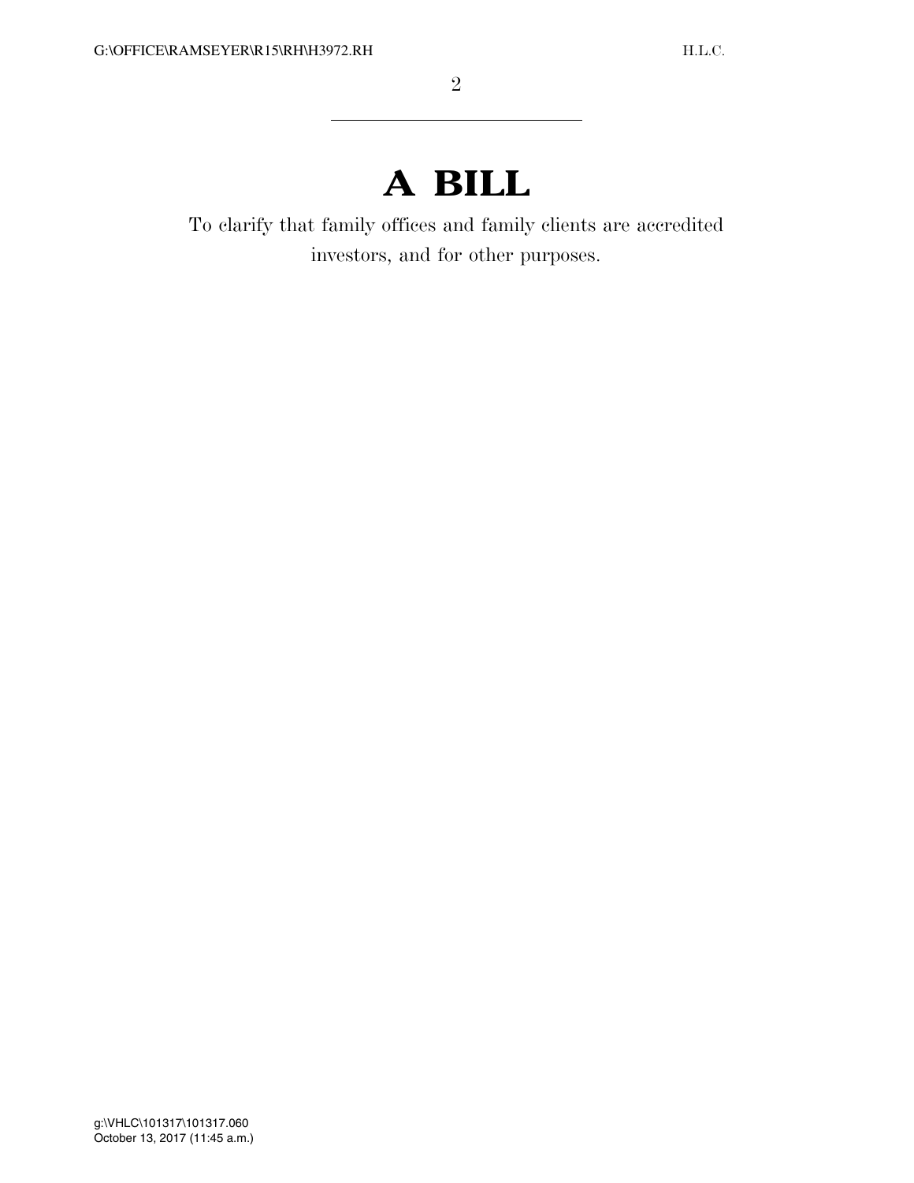# A BILL

To clarify that family offices and family clients are accredited investors, and for other purposes.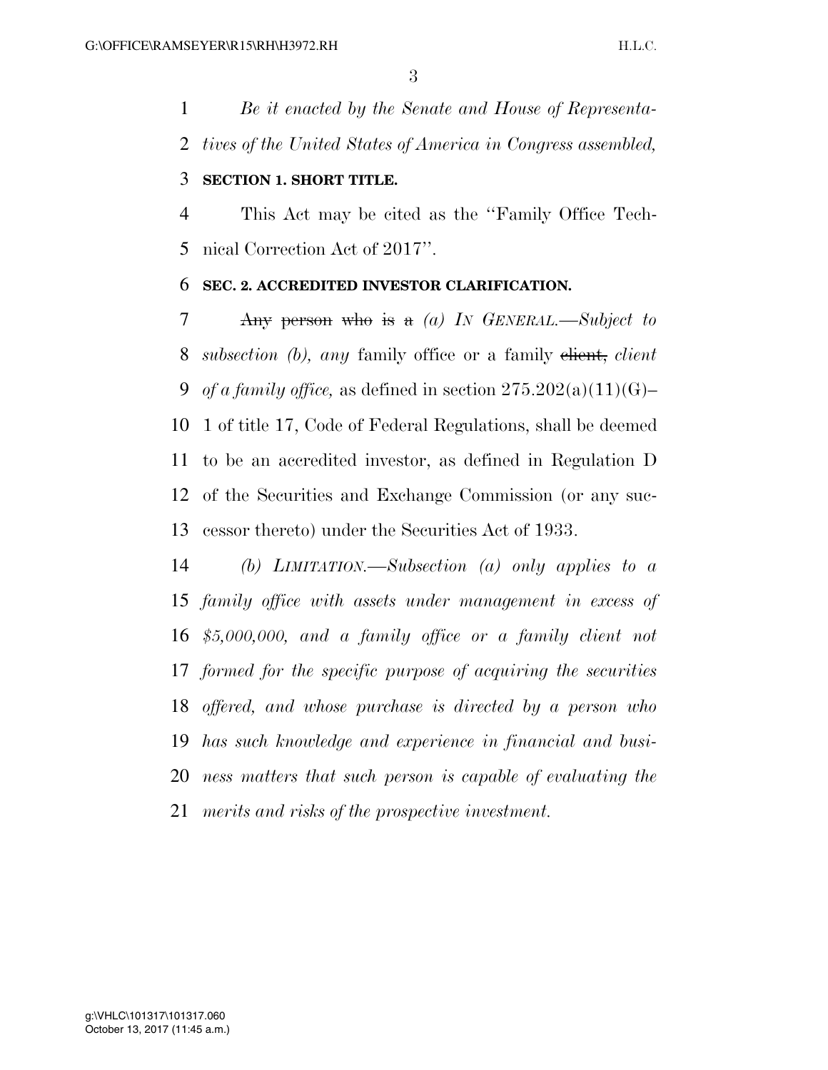*Be it enacted by the Senate and House of Representatives of the United States of America in Congress assembled,*

**SECTION 1. SHORT TITLE.**

This Act may be cited as the "Family Office Technical Correction Act of 2017".

**SEC. 2. ACCREDITED INVESTOR CLARIFICATION.**

~~Any person who is a~~ *(a) IN GENERAL.—Subject to subsection (b), any* family office or a family ~~client,~~ *client of a family office,* as defined in section 275.202(a)(11)(G)–1 of title 17, Code of Federal Regulations, shall be deemed to be an accredited investor, as defined in Regulation D of the Securities and Exchange Commission (or any successor thereto) under the Securities Act of 1933.

*(b) LIMITATION.—Subsection (a) only applies to a family office with assets under management in excess of $5,000,000, and a family office or a family client not formed for the specific purpose of acquiring the securities offered, and whose purchase is directed by a person who has such knowledge and experience in financial and business matters that such person is capable of evaluating the merits and risks of the prospective investment.*